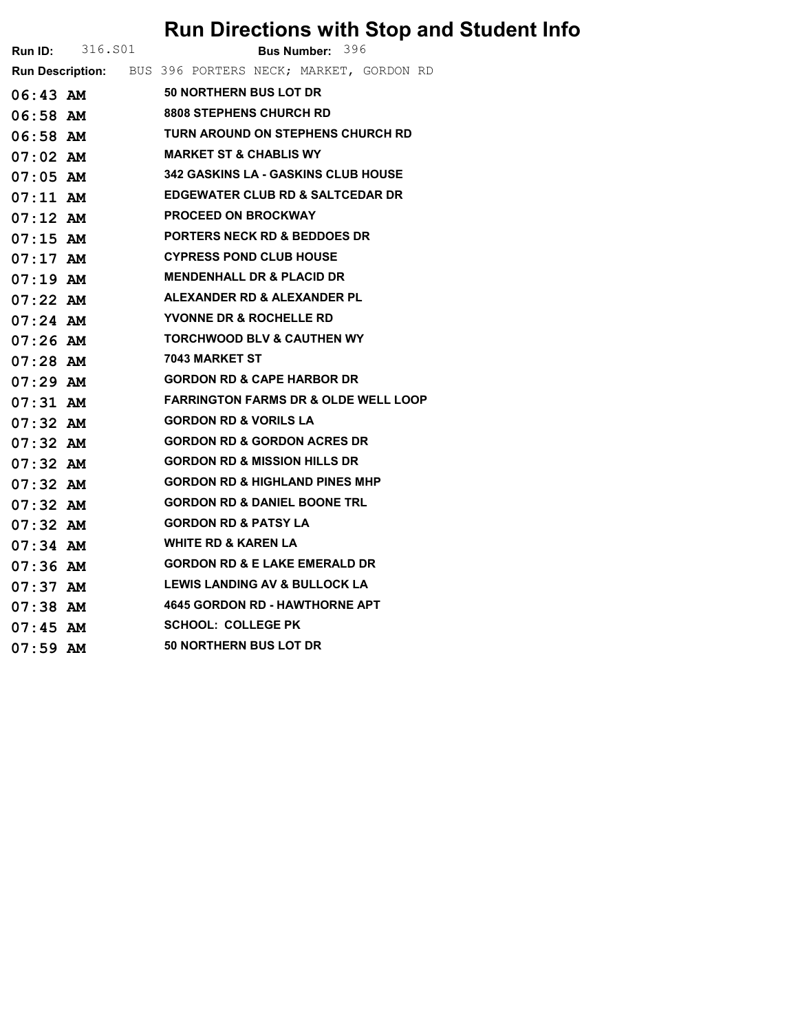# Run Directions with Stop and Student Info

**Run ID:** 316.S01 **Bus Number:** 396

**Run Description:** BUS 396 PORTERS NECK; MARKET, GORDON RD

| Time | Stop |
|---|---|
| 06:43 AM | 50 NORTHERN BUS LOT DR |
| 06:58 AM | 8808 STEPHENS CHURCH RD |
| 06:58 AM | TURN AROUND ON STEPHENS CHURCH RD |
| 07:02 AM | MARKET ST & CHABLIS WY |
| 07:05 AM | 342 GASKINS LA - GASKINS CLUB HOUSE |
| 07:11 AM | EDGEWATER CLUB RD & SALTCEDAR DR |
| 07:12 AM | PROCEED ON BROCKWAY |
| 07:15 AM | PORTERS NECK RD & BEDDOES DR |
| 07:17 AM | CYPRESS POND CLUB HOUSE |
| 07:19 AM | MENDENHALL DR & PLACID DR |
| 07:22 AM | ALEXANDER RD & ALEXANDER PL |
| 07:24 AM | YVONNE DR & ROCHELLE RD |
| 07:26 AM | TORCHWOOD BLV & CAUTHEN WY |
| 07:28 AM | 7043 MARKET ST |
| 07:29 AM | GORDON RD & CAPE HARBOR DR |
| 07:31 AM | FARRINGTON FARMS DR & OLDE WELL LOOP |
| 07:32 AM | GORDON RD & VORILS LA |
| 07:32 AM | GORDON RD & GORDON ACRES DR |
| 07:32 AM | GORDON RD & MISSION HILLS DR |
| 07:32 AM | GORDON RD & HIGHLAND PINES MHP |
| 07:32 AM | GORDON RD & DANIEL BOONE TRL |
| 07:32 AM | GORDON RD & PATSY LA |
| 07:34 AM | WHITE RD & KAREN LA |
| 07:36 AM | GORDON RD & E LAKE EMERALD DR |
| 07:37 AM | LEWIS LANDING AV & BULLOCK LA |
| 07:38 AM | 4645 GORDON RD - HAWTHORNE APT |
| 07:45 AM | SCHOOL: COLLEGE PK |
| 07:59 AM | 50 NORTHERN BUS LOT DR |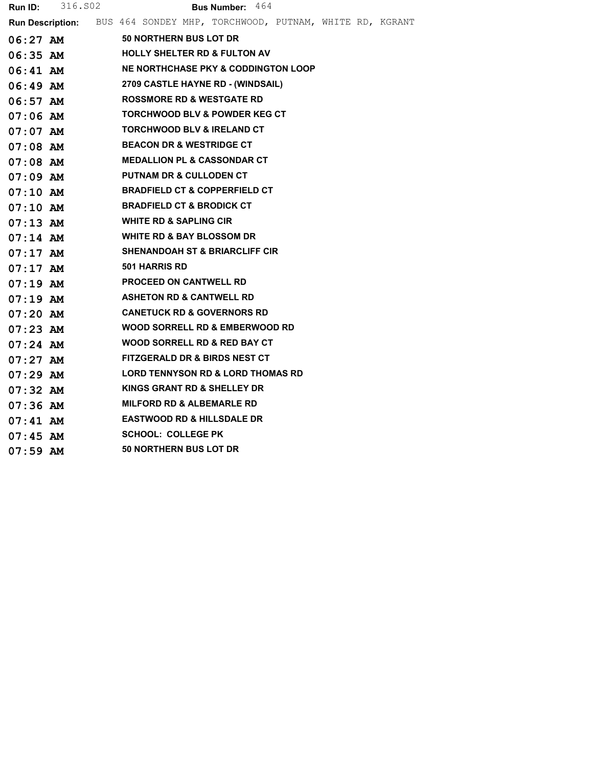**Run ID:** 316.S02 **Bus Number:** 464

**Run Description:** BUS 464 SONDEY MHP, TORCHWOOD, PUTNAM, WHITE RD, KGRANT

| Time | Stop |
|---|---|
| 06:27 AM | 50 NORTHERN BUS LOT DR |
| 06:35 AM | HOLLY SHELTER RD & FULTON AV |
| 06:41 AM | NE NORTHCHASE PKY & CODDINGTON LOOP |
| 06:49 AM | 2709 CASTLE HAYNE RD - (WINDSAIL) |
| 06:57 AM | ROSSMORE RD & WESTGATE RD |
| 07:06 AM | TORCHWOOD BLV & POWDER KEG CT |
| 07:07 AM | TORCHWOOD BLV & IRELAND CT |
| 07:08 AM | BEACON DR & WESTRIDGE CT |
| 07:08 AM | MEDALLION PL & CASSONDAR CT |
| 07:09 AM | PUTNAM DR & CULLODEN CT |
| 07:10 AM | BRADFIELD CT & COPPERFIELD CT |
| 07:10 AM | BRADFIELD CT & BRODICK CT |
| 07:13 AM | WHITE RD & SAPLING CIR |
| 07:14 AM | WHITE RD & BAY BLOSSOM DR |
| 07:17 AM | SHENANDOAH ST & BRIARCLIFF CIR |
| 07:17 AM | 501 HARRIS RD |
| 07:19 AM | PROCEED ON CANTWELL RD |
| 07:19 AM | ASHETON RD & CANTWELL RD |
| 07:20 AM | CANETUCK RD & GOVERNORS RD |
| 07:23 AM | WOOD SORRELL RD & EMBERWOOD RD |
| 07:24 AM | WOOD SORRELL RD & RED BAY CT |
| 07:27 AM | FITZGERALD DR & BIRDS NEST CT |
| 07:29 AM | LORD TENNYSON RD & LORD THOMAS RD |
| 07:32 AM | KINGS GRANT RD & SHELLEY DR |
| 07:36 AM | MILFORD RD & ALBEMARLE RD |
| 07:41 AM | EASTWOOD RD & HILLSDALE DR |
| 07:45 AM | SCHOOL: COLLEGE PK |
| 07:59 AM | 50 NORTHERN BUS LOT DR |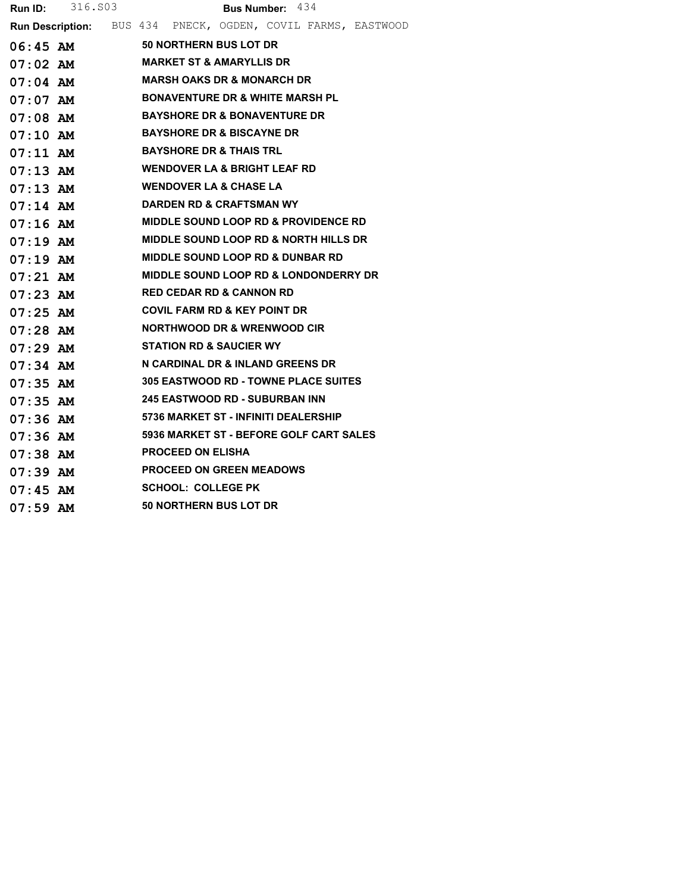**Run ID:** 316.S03 **Bus Number:** 434

**Run Description:** BUS 434 PNECK, OGDEN, COVIL FARMS, EASTWOOD

| Time | Stop |
|---|---|
| 06:45 AM | 50 NORTHERN BUS LOT DR |
| 07:02 AM | MARKET ST & AMARYLLIS DR |
| 07:04 AM | MARSH OAKS DR & MONARCH DR |
| 07:07 AM | BONAVENTURE DR & WHITE MARSH PL |
| 07:08 AM | BAYSHORE DR & BONAVENTURE DR |
| 07:10 AM | BAYSHORE DR & BISCAYNE DR |
| 07:11 AM | BAYSHORE DR & THAIS TRL |
| 07:13 AM | WENDOVER LA & BRIGHT LEAF RD |
| 07:13 AM | WENDOVER LA & CHASE LA |
| 07:14 AM | DARDEN RD & CRAFTSMAN WY |
| 07:16 AM | MIDDLE SOUND LOOP RD & PROVIDENCE RD |
| 07:19 AM | MIDDLE SOUND LOOP RD & NORTH HILLS DR |
| 07:19 AM | MIDDLE SOUND LOOP RD & DUNBAR RD |
| 07:21 AM | MIDDLE SOUND LOOP RD & LONDONDERRY DR |
| 07:23 AM | RED CEDAR RD & CANNON RD |
| 07:25 AM | COVIL FARM RD & KEY POINT DR |
| 07:28 AM | NORTHWOOD DR & WRENWOOD CIR |
| 07:29 AM | STATION RD & SAUCIER WY |
| 07:34 AM | N CARDINAL DR & INLAND GREENS DR |
| 07:35 AM | 305 EASTWOOD RD - TOWNE PLACE SUITES |
| 07:35 AM | 245 EASTWOOD RD - SUBURBAN INN |
| 07:36 AM | 5736 MARKET ST - INFINITI DEALERSHIP |
| 07:36 AM | 5936 MARKET ST - BEFORE GOLF CART SALES |
| 07:38 AM | PROCEED ON ELISHA |
| 07:39 AM | PROCEED ON GREEN MEADOWS |
| 07:45 AM | SCHOOL: COLLEGE PK |
| 07:59 AM | 50 NORTHERN BUS LOT DR |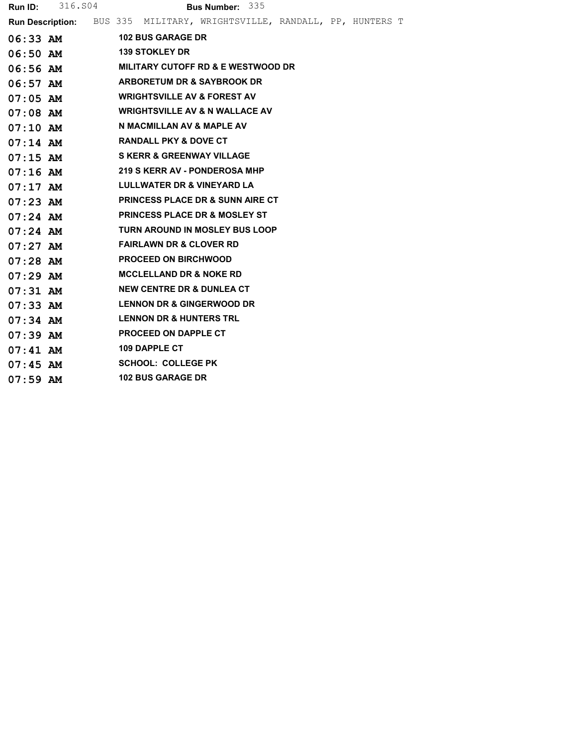**Run ID:** 316.S04 **Bus Number:** 335

**Run Description:** BUS 335 MILITARY, WRIGHTSVILLE, RANDALL, PP, HUNTERS T

| Time | Stop |
|---|---|
| 06:33 AM | 102 BUS GARAGE DR |
| 06:50 AM | 139 STOKLEY DR |
| 06:56 AM | MILITARY CUTOFF RD & E WESTWOOD DR |
| 06:57 AM | ARBORETUM DR & SAYBROOK DR |
| 07:05 AM | WRIGHTSVILLE AV & FOREST AV |
| 07:08 AM | WRIGHTSVILLE AV & N WALLACE AV |
| 07:10 AM | N MACMILLAN AV & MAPLE AV |
| 07:14 AM | RANDALL PKY & DOVE CT |
| 07:15 AM | S KERR & GREENWAY VILLAGE |
| 07:16 AM | 219 S KERR AV - PONDEROSA MHP |
| 07:17 AM | LULLWATER DR & VINEYARD LA |
| 07:23 AM | PRINCESS PLACE DR & SUNN AIRE CT |
| 07:24 AM | PRINCESS PLACE DR & MOSLEY ST |
| 07:24 AM | TURN AROUND IN MOSLEY BUS LOOP |
| 07:27 AM | FAIRLAWN DR & CLOVER RD |
| 07:28 AM | PROCEED ON BIRCHWOOD |
| 07:29 AM | MCCLELLAND DR & NOKE RD |
| 07:31 AM | NEW CENTRE DR & DUNLEA CT |
| 07:33 AM | LENNON DR & GINGERWOOD DR |
| 07:34 AM | LENNON DR & HUNTERS TRL |
| 07:39 AM | PROCEED ON DAPPLE CT |
| 07:41 AM | 109 DAPPLE CT |
| 07:45 AM | SCHOOL: COLLEGE PK |
| 07:59 AM | 102 BUS GARAGE DR |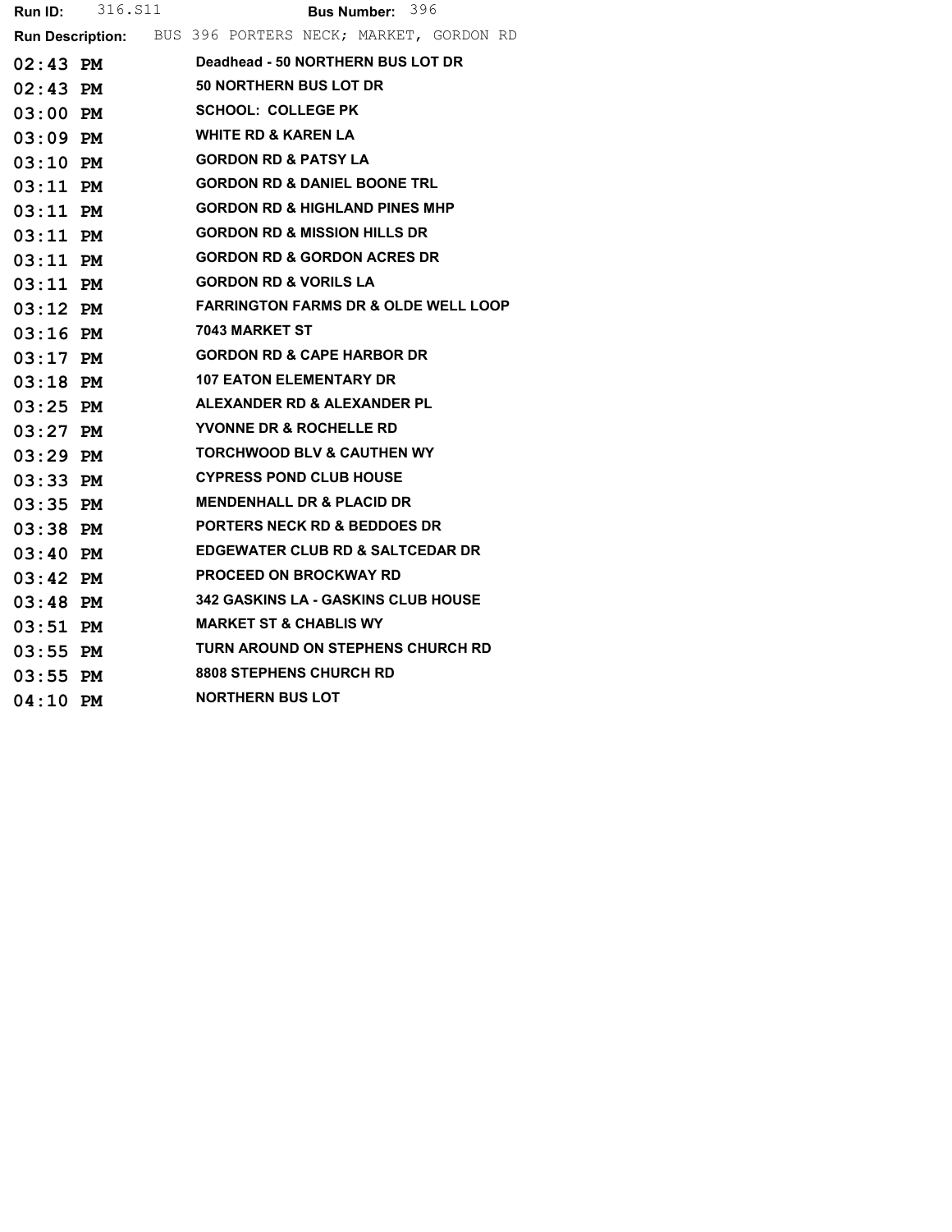**Run ID:** 316.S11 **Bus Number:** 396

**Run Description:** BUS 396 PORTERS NECK; MARKET, GORDON RD

| | |
|---|---|
| 02:43 PM | Deadhead - 50 NORTHERN BUS LOT DR |
| 02:43 PM | 50 NORTHERN BUS LOT DR |
| 03:00 PM | SCHOOL: COLLEGE PK |
| 03:09 PM | WHITE RD & KAREN LA |
| 03:10 PM | GORDON RD & PATSY LA |
| 03:11 PM | GORDON RD & DANIEL BOONE TRL |
| 03:11 PM | GORDON RD & HIGHLAND PINES MHP |
| 03:11 PM | GORDON RD & MISSION HILLS DR |
| 03:11 PM | GORDON RD & GORDON ACRES DR |
| 03:11 PM | GORDON RD & VORILS LA |
| 03:12 PM | FARRINGTON FARMS DR & OLDE WELL LOOP |
| 03:16 PM | 7043 MARKET ST |
| 03:17 PM | GORDON RD & CAPE HARBOR DR |
| 03:18 PM | 107 EATON ELEMENTARY DR |
| 03:25 PM | ALEXANDER RD & ALEXANDER PL |
| 03:27 PM | YVONNE DR & ROCHELLE RD |
| 03:29 PM | TORCHWOOD BLV & CAUTHEN WY |
| 03:33 PM | CYPRESS POND CLUB HOUSE |
| 03:35 PM | MENDENHALL DR & PLACID DR |
| 03:38 PM | PORTERS NECK RD & BEDDOES DR |
| 03:40 PM | EDGEWATER CLUB RD & SALTCEDAR DR |
| 03:42 PM | PROCEED ON BROCKWAY RD |
| 03:48 PM | 342 GASKINS LA - GASKINS CLUB HOUSE |
| 03:51 PM | MARKET ST & CHABLIS WY |
| 03:55 PM | TURN AROUND ON STEPHENS CHURCH RD |
| 03:55 PM | 8808 STEPHENS CHURCH RD |
| 04:10 PM | NORTHERN BUS LOT |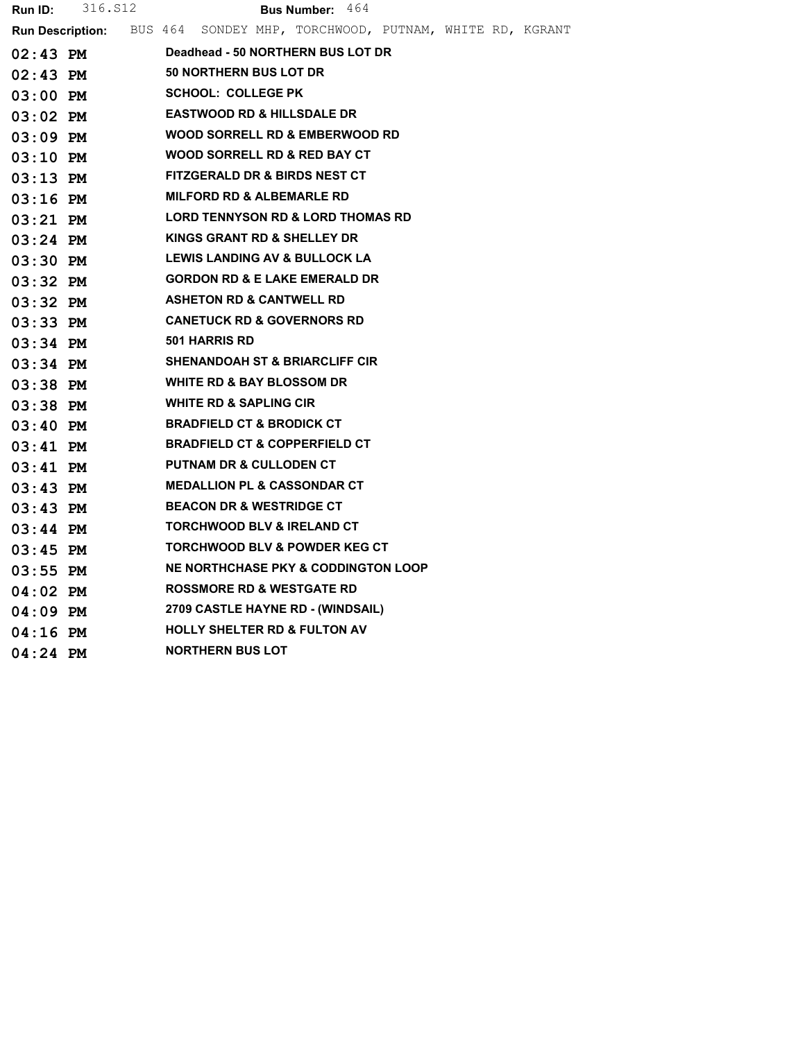**Run ID:** 316.S12 **Bus Number:** 464

**Run Description:** BUS 464 SONDEY MHP, TORCHWOOD, PUTNAM, WHITE RD, KGRANT

| Time | Stop |
|---|---|
| 02:43 PM | Deadhead - 50 NORTHERN BUS LOT DR |
| 02:43 PM | 50 NORTHERN BUS LOT DR |
| 03:00 PM | SCHOOL: COLLEGE PK |
| 03:02 PM | EASTWOOD RD & HILLSDALE DR |
| 03:09 PM | WOOD SORRELL RD & EMBERWOOD RD |
| 03:10 PM | WOOD SORRELL RD & RED BAY CT |
| 03:13 PM | FITZGERALD DR & BIRDS NEST CT |
| 03:16 PM | MILFORD RD & ALBEMARLE RD |
| 03:21 PM | LORD TENNYSON RD & LORD THOMAS RD |
| 03:24 PM | KINGS GRANT RD & SHELLEY DR |
| 03:30 PM | LEWIS LANDING AV & BULLOCK LA |
| 03:32 PM | GORDON RD & E LAKE EMERALD DR |
| 03:32 PM | ASHETON RD & CANTWELL RD |
| 03:33 PM | CANETUCK RD & GOVERNORS RD |
| 03:34 PM | 501 HARRIS RD |
| 03:34 PM | SHENANDOAH ST & BRIARCLIFF CIR |
| 03:38 PM | WHITE RD & BAY BLOSSOM DR |
| 03:38 PM | WHITE RD & SAPLING CIR |
| 03:40 PM | BRADFIELD CT & BRODICK CT |
| 03:41 PM | BRADFIELD CT & COPPERFIELD CT |
| 03:41 PM | PUTNAM DR & CULLODEN CT |
| 03:43 PM | MEDALLION PL & CASSONDAR CT |
| 03:43 PM | BEACON DR & WESTRIDGE CT |
| 03:44 PM | TORCHWOOD BLV & IRELAND CT |
| 03:45 PM | TORCHWOOD BLV & POWDER KEG CT |
| 03:55 PM | NE NORTHCHASE PKY & CODDINGTON LOOP |
| 04:02 PM | ROSSMORE RD & WESTGATE RD |
| 04:09 PM | 2709 CASTLE HAYNE RD - (WINDSAIL) |
| 04:16 PM | HOLLY SHELTER RD & FULTON AV |
| 04:24 PM | NORTHERN BUS LOT |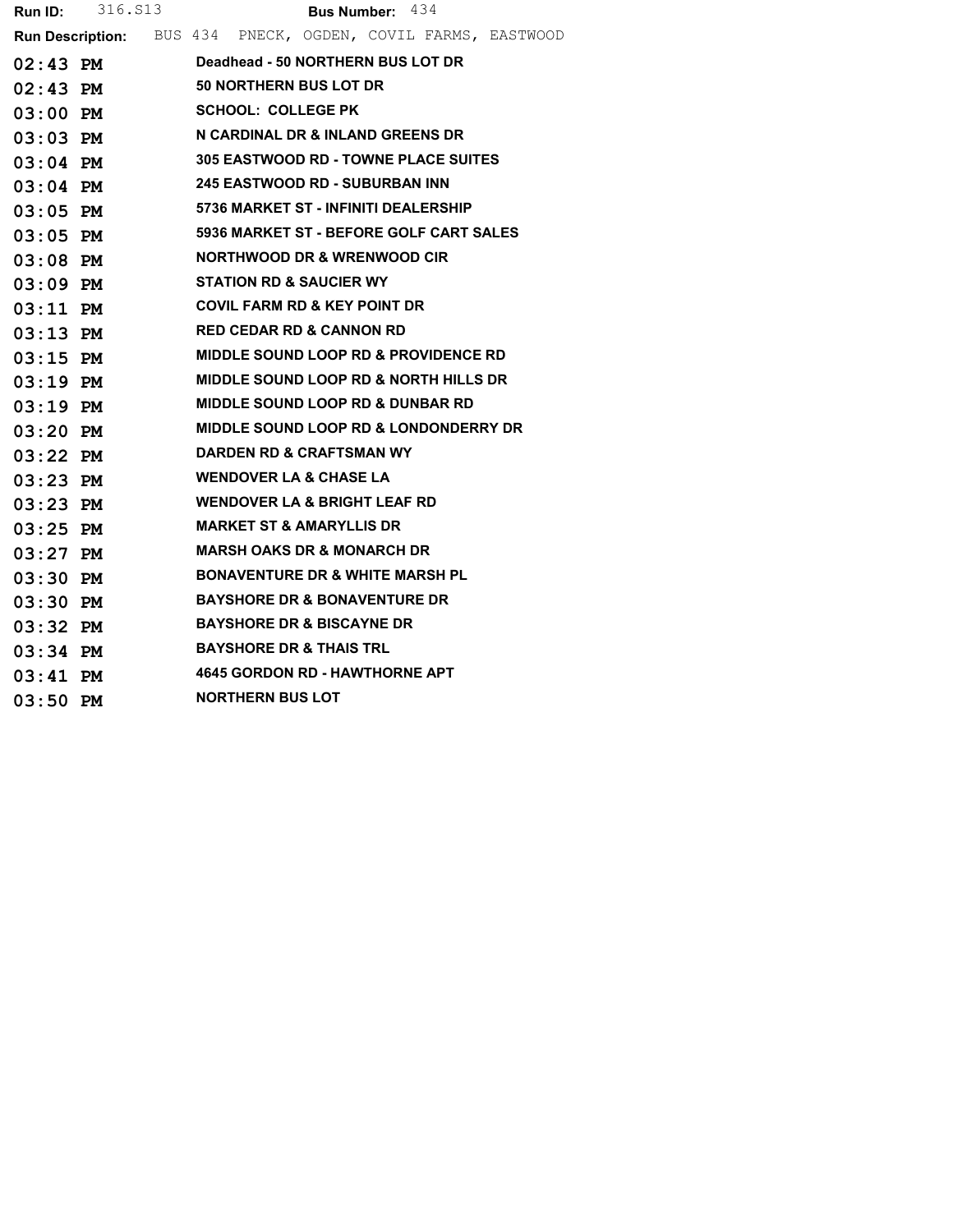**Run ID:** 316.S13 **Bus Number:** 434

**Run Description:** BUS 434 PNECK, OGDEN, COVIL FARMS, EASTWOOD

| Time | Stop |
|---|---|
| 02:43 PM | Deadhead - 50 NORTHERN BUS LOT DR |
| 02:43 PM | 50 NORTHERN BUS LOT DR |
| 03:00 PM | SCHOOL: COLLEGE PK |
| 03:03 PM | N CARDINAL DR & INLAND GREENS DR |
| 03:04 PM | 305 EASTWOOD RD - TOWNE PLACE SUITES |
| 03:04 PM | 245 EASTWOOD RD - SUBURBAN INN |
| 03:05 PM | 5736 MARKET ST - INFINITI DEALERSHIP |
| 03:05 PM | 5936 MARKET ST - BEFORE GOLF CART SALES |
| 03:08 PM | NORTHWOOD DR & WRENWOOD CIR |
| 03:09 PM | STATION RD & SAUCIER WY |
| 03:11 PM | COVIL FARM RD & KEY POINT DR |
| 03:13 PM | RED CEDAR RD & CANNON RD |
| 03:15 PM | MIDDLE SOUND LOOP RD & PROVIDENCE RD |
| 03:19 PM | MIDDLE SOUND LOOP RD & NORTH HILLS DR |
| 03:19 PM | MIDDLE SOUND LOOP RD & DUNBAR RD |
| 03:20 PM | MIDDLE SOUND LOOP RD & LONDONDERRY DR |
| 03:22 PM | DARDEN RD & CRAFTSMAN WY |
| 03:23 PM | WENDOVER LA & CHASE LA |
| 03:23 PM | WENDOVER LA & BRIGHT LEAF RD |
| 03:25 PM | MARKET ST & AMARYLLIS DR |
| 03:27 PM | MARSH OAKS DR & MONARCH DR |
| 03:30 PM | BONAVENTURE DR & WHITE MARSH PL |
| 03:30 PM | BAYSHORE DR & BONAVENTURE DR |
| 03:32 PM | BAYSHORE DR & BISCAYNE DR |
| 03:34 PM | BAYSHORE DR & THAIS TRL |
| 03:41 PM | 4645 GORDON RD - HAWTHORNE APT |
| 03:50 PM | NORTHERN BUS LOT |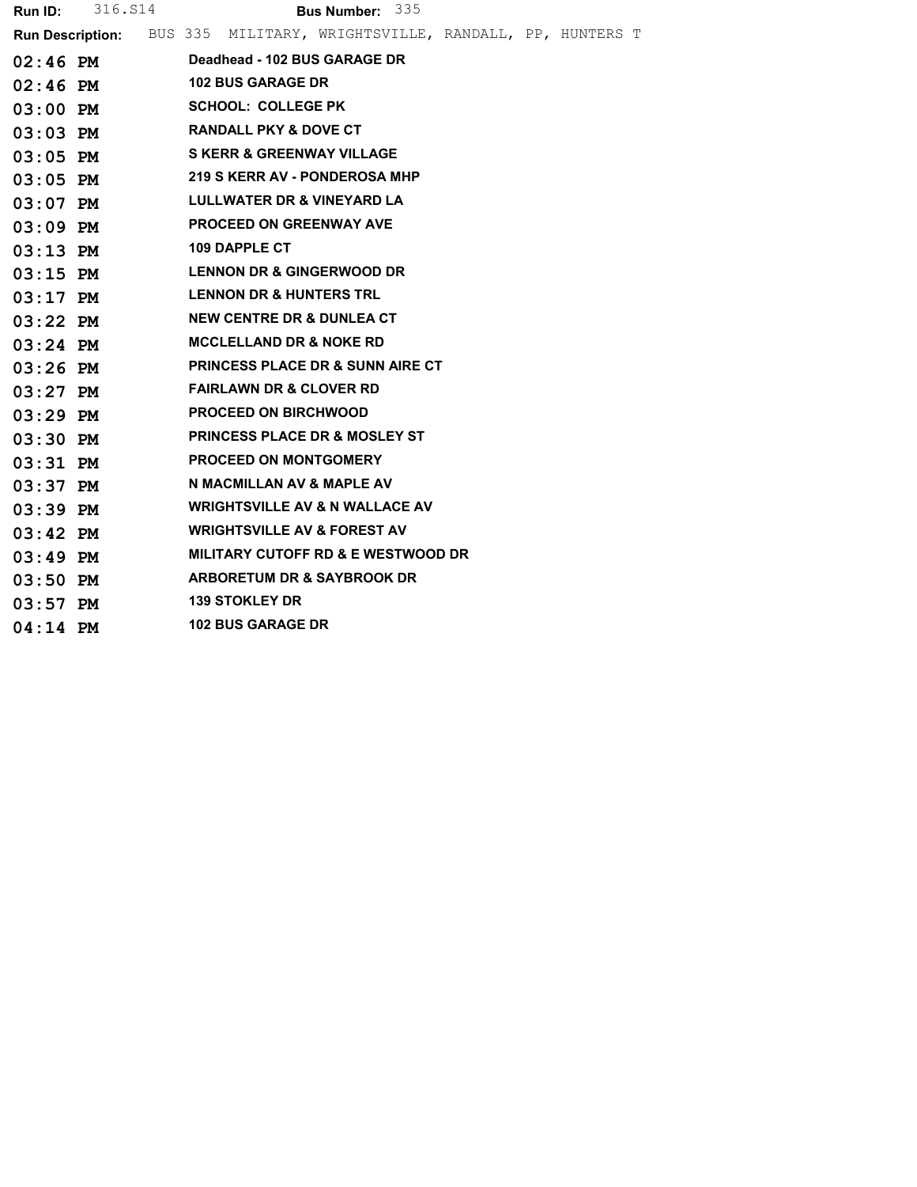**Run ID:** 316.S14 **Bus Number:** 335

**Run Description:** BUS 335 MILITARY, WRIGHTSVILLE, RANDALL, PP, HUNTERS T

| Time | Stop |
|---|---|
| 02:46 PM | Deadhead - 102 BUS GARAGE DR |
| 02:46 PM | 102 BUS GARAGE DR |
| 03:00 PM | SCHOOL: COLLEGE PK |
| 03:03 PM | RANDALL PKY & DOVE CT |
| 03:05 PM | S KERR & GREENWAY VILLAGE |
| 03:05 PM | 219 S KERR AV - PONDEROSA MHP |
| 03:07 PM | LULLWATER DR & VINEYARD LA |
| 03:09 PM | PROCEED ON GREENWAY AVE |
| 03:13 PM | 109 DAPPLE CT |
| 03:15 PM | LENNON DR & GINGERWOOD DR |
| 03:17 PM | LENNON DR & HUNTERS TRL |
| 03:22 PM | NEW CENTRE DR & DUNLEA CT |
| 03:24 PM | MCCLELLAND DR & NOKE RD |
| 03:26 PM | PRINCESS PLACE DR & SUNN AIRE CT |
| 03:27 PM | FAIRLAWN DR & CLOVER RD |
| 03:29 PM | PROCEED ON BIRCHWOOD |
| 03:30 PM | PRINCESS PLACE DR & MOSLEY ST |
| 03:31 PM | PROCEED ON MONTGOMERY |
| 03:37 PM | N MACMILLAN AV & MAPLE AV |
| 03:39 PM | WRIGHTSVILLE AV & N WALLACE AV |
| 03:42 PM | WRIGHTSVILLE AV & FOREST AV |
| 03:49 PM | MILITARY CUTOFF RD & E WESTWOOD DR |
| 03:50 PM | ARBORETUM DR & SAYBROOK DR |
| 03:57 PM | 139 STOKLEY DR |
| 04:14 PM | 102 BUS GARAGE DR |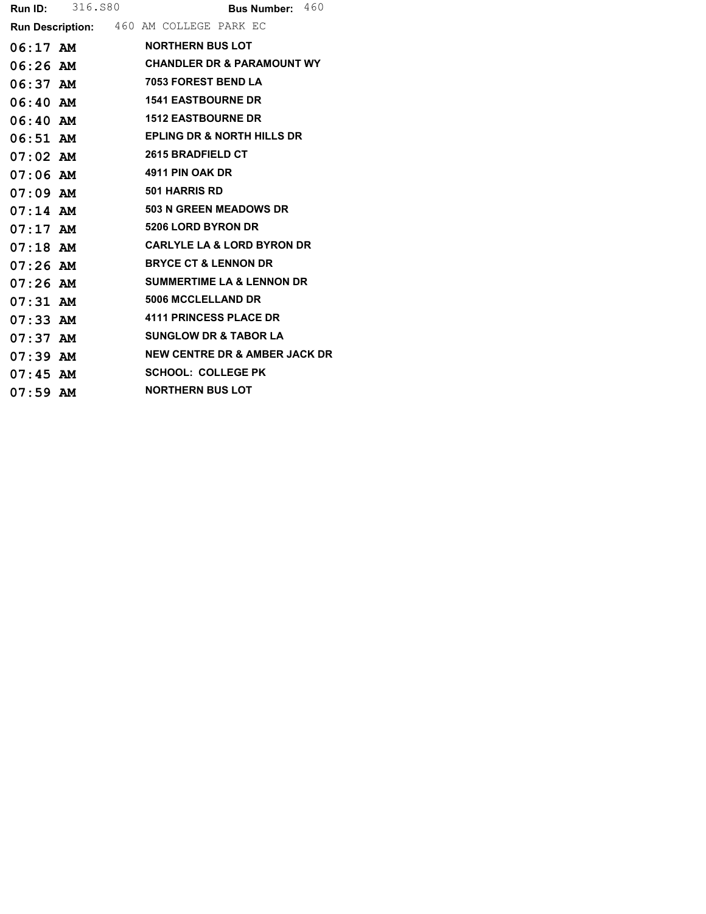**Run ID:** 316.S80 **Bus Number:** 460

**Run Description:** 460 AM COLLEGE PARK EC

| Time | Stop |
|---|---|
| 06:17 AM | NORTHERN BUS LOT |
| 06:26 AM | CHANDLER DR & PARAMOUNT WY |
| 06:37 AM | 7053 FOREST BEND LA |
| 06:40 AM | 1541 EASTBOURNE DR |
| 06:40 AM | 1512 EASTBOURNE DR |
| 06:51 AM | EPLING DR & NORTH HILLS DR |
| 07:02 AM | 2615 BRADFIELD CT |
| 07:06 AM | 4911 PIN OAK DR |
| 07:09 AM | 501 HARRIS RD |
| 07:14 AM | 503 N GREEN MEADOWS DR |
| 07:17 AM | 5206 LORD BYRON DR |
| 07:18 AM | CARLYLE LA & LORD BYRON DR |
| 07:26 AM | BRYCE CT & LENNON DR |
| 07:26 AM | SUMMERTIME LA & LENNON DR |
| 07:31 AM | 5006 MCCLELLAND DR |
| 07:33 AM | 4111 PRINCESS PLACE DR |
| 07:37 AM | SUNGLOW DR & TABOR LA |
| 07:39 AM | NEW CENTRE DR & AMBER JACK DR |
| 07:45 AM | SCHOOL: COLLEGE PK |
| 07:59 AM | NORTHERN BUS LOT |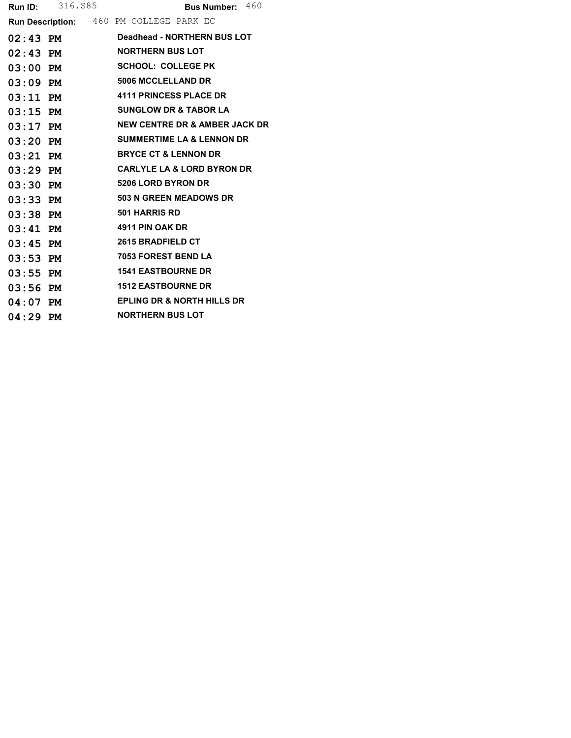**Run ID:** 316.S85 **Bus Number:** 460

**Run Description:** 460 PM COLLEGE PARK EC

| Time | Stop |
|---|---|
| 02:43 PM | Deadhead - NORTHERN BUS LOT |
| 02:43 PM | NORTHERN BUS LOT |
| 03:00 PM | SCHOOL: COLLEGE PK |
| 03:09 PM | 5006 MCCLELLAND DR |
| 03:11 PM | 4111 PRINCESS PLACE DR |
| 03:15 PM | SUNGLOW DR & TABOR LA |
| 03:17 PM | NEW CENTRE DR & AMBER JACK DR |
| 03:20 PM | SUMMERTIME LA & LENNON DR |
| 03:21 PM | BRYCE CT & LENNON DR |
| 03:29 PM | CARLYLE LA & LORD BYRON DR |
| 03:30 PM | 5206 LORD BYRON DR |
| 03:33 PM | 503 N GREEN MEADOWS DR |
| 03:38 PM | 501 HARRIS RD |
| 03:41 PM | 4911 PIN OAK DR |
| 03:45 PM | 2615 BRADFIELD CT |
| 03:53 PM | 7053 FOREST BEND LA |
| 03:55 PM | 1541 EASTBOURNE DR |
| 03:56 PM | 1512 EASTBOURNE DR |
| 04:07 PM | EPLING DR & NORTH HILLS DR |
| 04:29 PM | NORTHERN BUS LOT |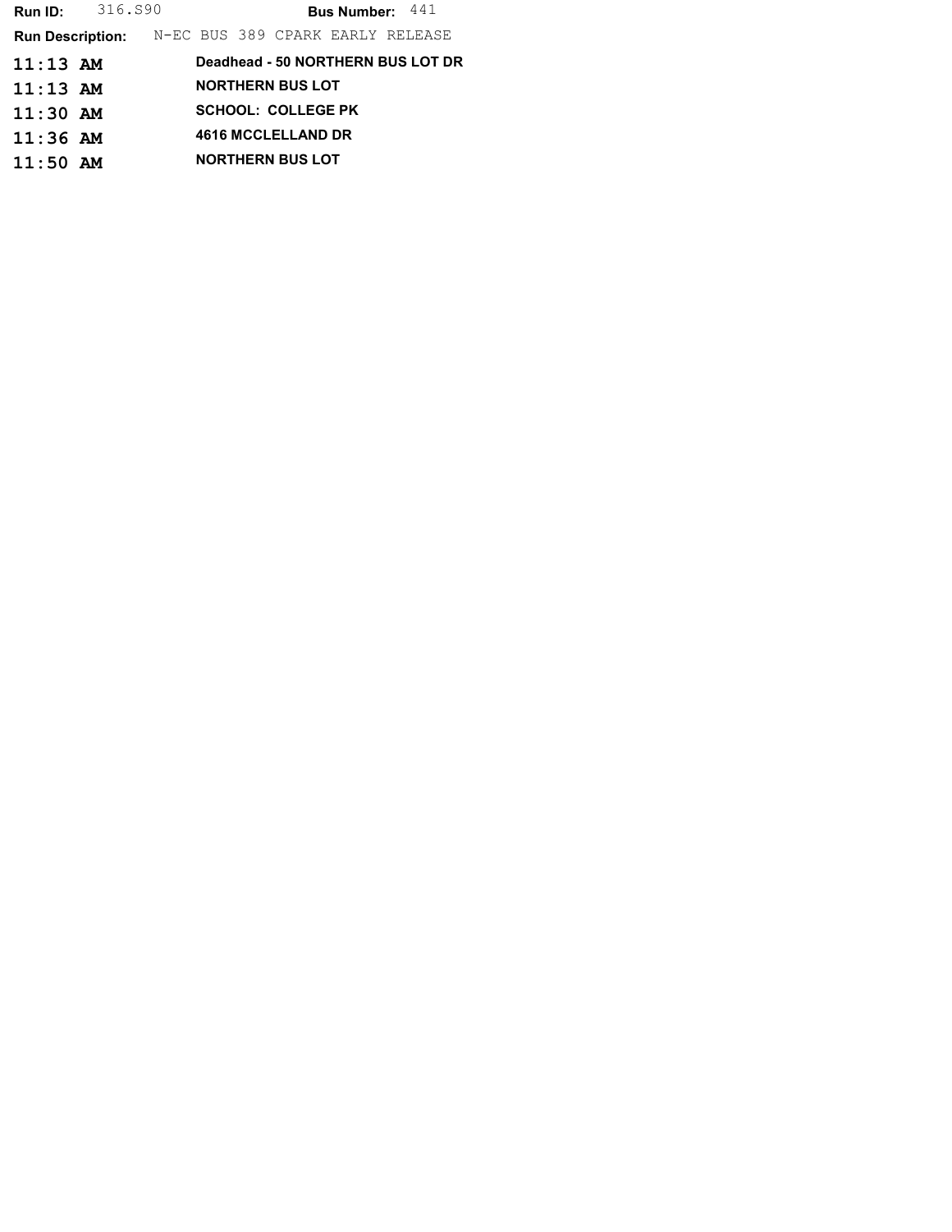**Run ID:** 316.S90 **Bus Number:** 441

**Run Description:** N-EC BUS 389 CPARK EARLY RELEASE

| | |
|---|---|
| **11:13 AM** | **Deadhead - 50 NORTHERN BUS LOT DR** |
| **11:13 AM** | **NORTHERN BUS LOT** |
| **11:30 AM** | **SCHOOL: COLLEGE PK** |
| **11:36 AM** | **4616 MCCLELLAND DR** |
| **11:50 AM** | **NORTHERN BUS LOT** |